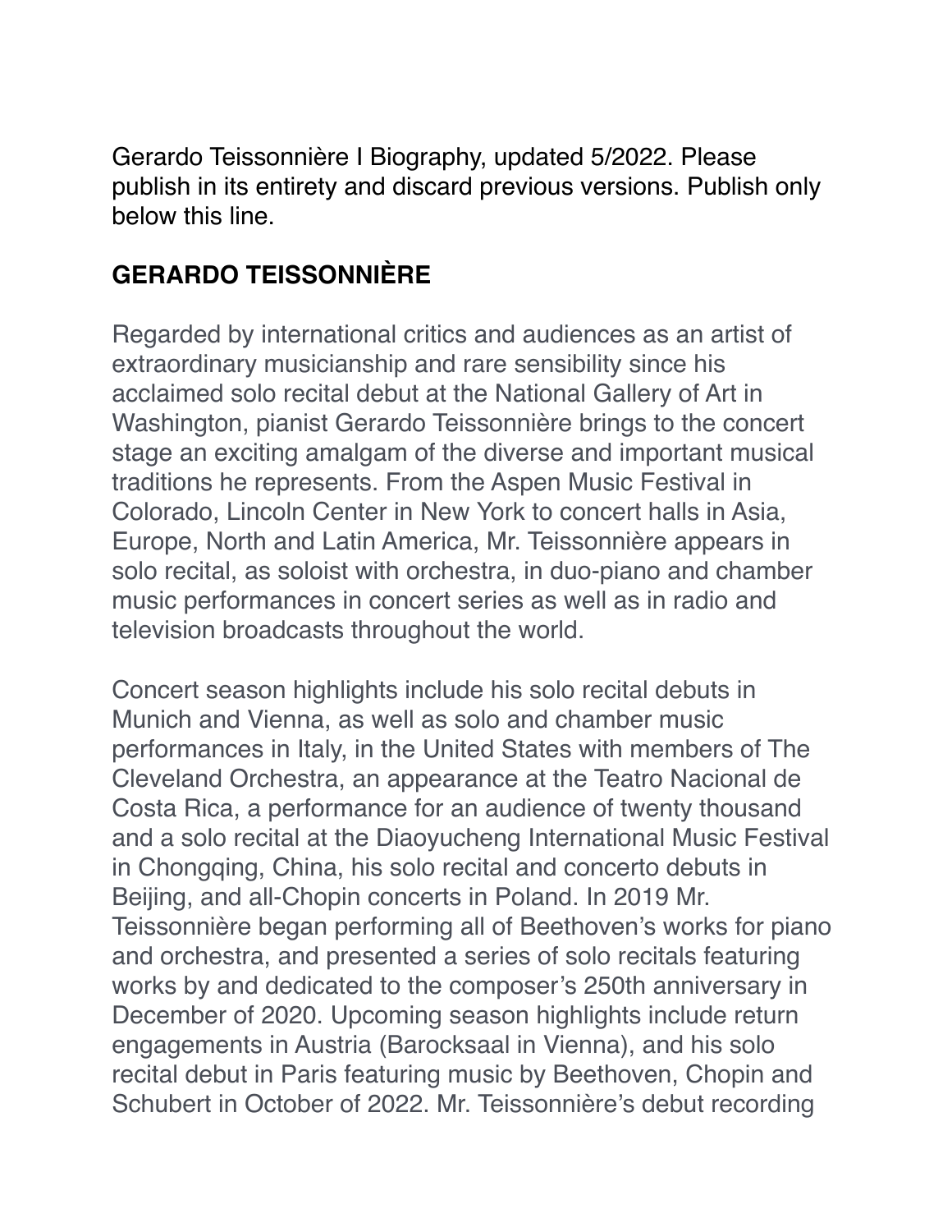Gerardo Teissonnière I Biography, updated 5/2022. Please publish in its entirety and discard previous versions. Publish only below this line.

## GERARDO TEISSONNIÈRE

Regarded by international critics and audiences as an artist of extraordinary musicianship and rare sensibility since his acclaimed solo recital debut at the National Gallery of Art in Washington, pianist Gerardo Teissonnière brings to the concert stage an exciting amalgam of the diverse and important musical traditions he represents. From the Aspen Music Festival in Colorado, Lincoln Center in New York to concert halls in Asia, Europe, North and Latin America, Mr. Teissonnière appears in solo recital, as soloist with orchestra, in duo-piano and chamber music performances in concert series as well as in radio and television broadcasts throughout the world.

Concert season highlights include his solo recital debuts in Munich and Vienna, as well as solo and chamber music performances in Italy, in the United States with members of The Cleveland Orchestra, an appearance at the Teatro Nacional de Costa Rica, a performance for an audience of twenty thousand and a solo recital at the Diaoyucheng International Music Festival in Chongqing, China, his solo recital and concerto debuts in Beijing, and all-Chopin concerts in Poland. In 2019 Mr. Teissonnière began performing all of Beethoven's works for piano and orchestra, and presented a series of solo recitals featuring works by and dedicated to the composer's 250th anniversary in December of 2020. Upcoming season highlights include return engagements in Austria (Barocksaal in Vienna), and his solo recital debut in Paris featuring music by Beethoven, Chopin and Schubert in October of 2022. Mr. Teissonnière's debut recording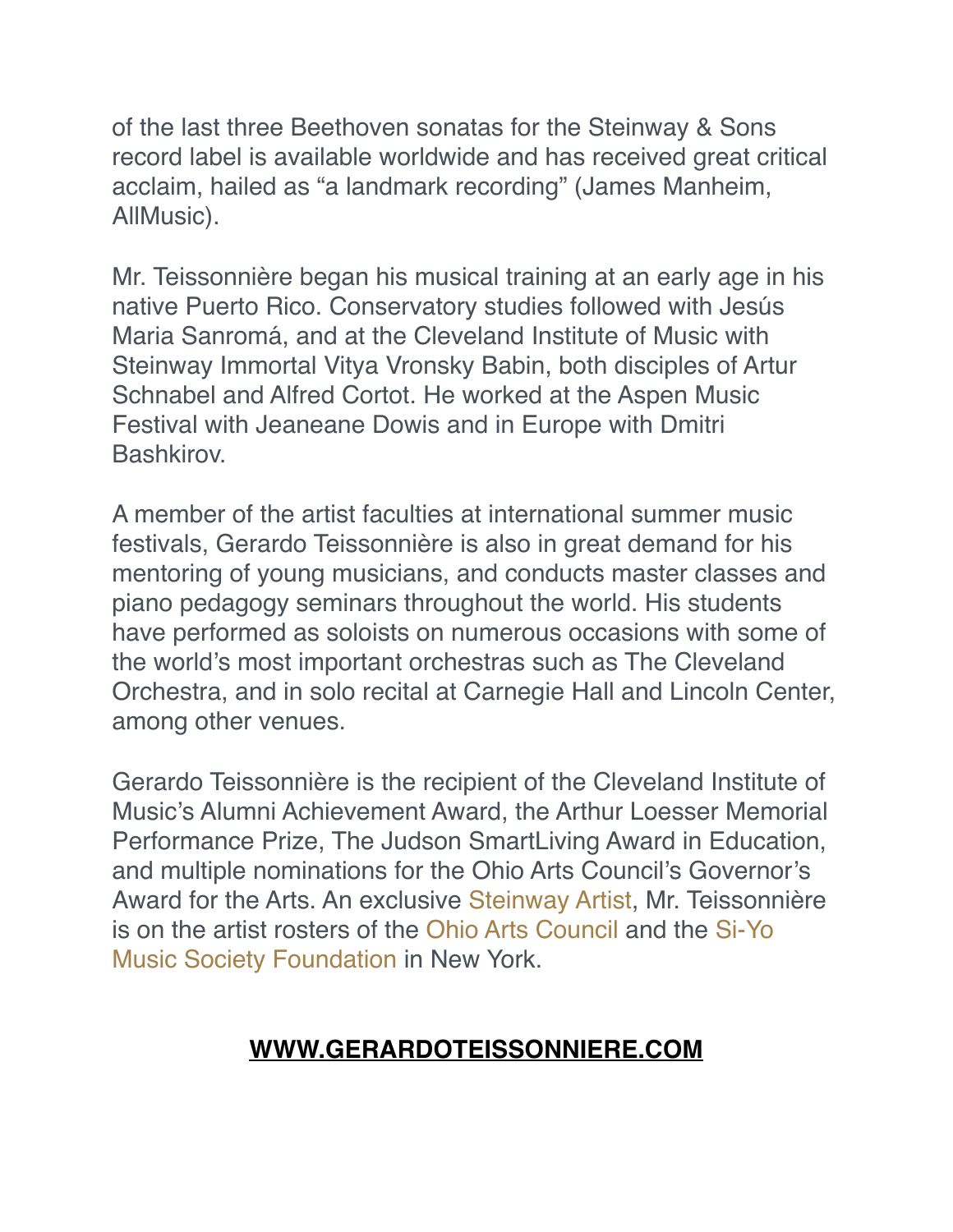of the last three Beethoven sonatas for the Steinway & Sons record label is available worldwide and has received great critical acclaim, hailed as "a landmark recording" (James Manheim, AllMusic).

Mr. Teissonnière began his musical training at an early age in his native Puerto Rico. Conservatory studies followed with Jesús Maria Sanromá, and at the Cleveland Institute of Music with Steinway Immortal Vitya Vronsky Babin, both disciples of Artur Schnabel and Alfred Cortot. He worked at the Aspen Music Festival with Jeaneane Dowis and in Europe with Dmitri Bashkirov.

A member of the artist faculties at international summer music festivals, Gerardo Teissonnière is also in great demand for his mentoring of young musicians, and conducts master classes and piano pedagogy seminars throughout the world. His students have performed as soloists on numerous occasions with some of the world's most important orchestras such as The Cleveland Orchestra, and in solo recital at Carnegie Hall and Lincoln Center, among other venues.

Gerardo Teissonnière is the recipient of the Cleveland Institute of Music's Alumni Achievement Award, the Arthur Loesser Memorial Performance Prize, The Judson SmartLiving Award in Education, and multiple nominations for the Ohio Arts Council's Governor's Award for the Arts. An exclusive Steinway Artist, Mr. Teissonnière is on the artist rosters of the Ohio Arts Council and the Si-Yo Music Society Foundation in New York.

**WWW.GERARDOTEISSONNIERE.COM**